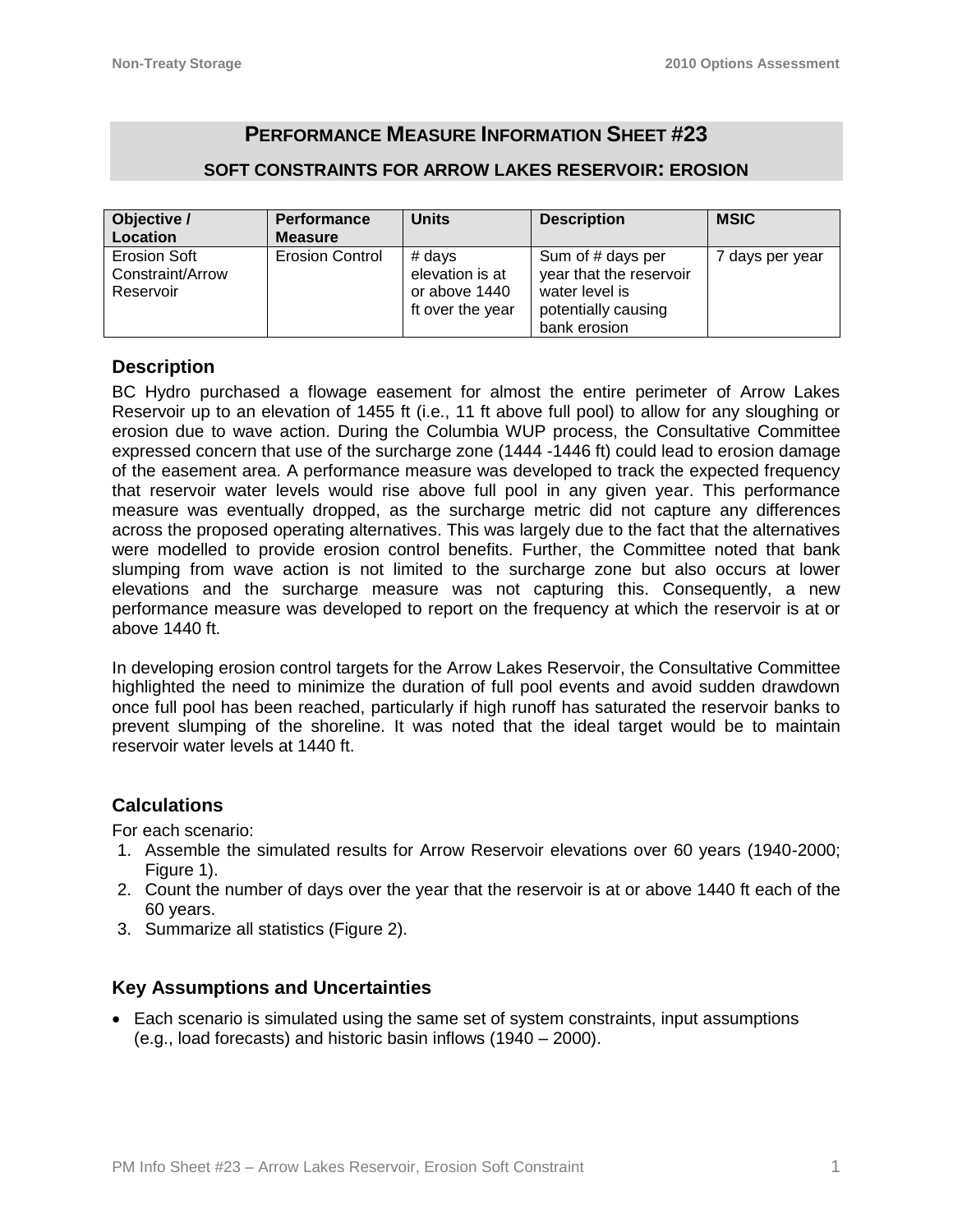# PERFORMANCE MEASURE INFORMATION SHEET #23

## SOFT CONSTRAINTS FOR ARROW LAKES RESERVOIR: EROSION

| Objective / Location | Performance Measure | Units | Description | MSIC |
|---|---|---|---|---|
| Erosion Soft Constraint/Arrow Reservoir | Erosion Control | # days elevation is at or above 1440 ft over the year | Sum of # days per year that the reservoir water level is potentially causing bank erosion | 7 days per year |

### Description

BC Hydro purchased a flowage easement for almost the entire perimeter of Arrow Lakes Reservoir up to an elevation of 1455 ft (i.e., 11 ft above full pool) to allow for any sloughing or erosion due to wave action. During the Columbia WUP process, the Consultative Committee expressed concern that use of the surcharge zone (1444 -1446 ft) could lead to erosion damage of the easement area. A performance measure was developed to track the expected frequency that reservoir water levels would rise above full pool in any given year. This performance measure was eventually dropped, as the surcharge metric did not capture any differences across the proposed operating alternatives. This was largely due to the fact that the alternatives were modelled to provide erosion control benefits. Further, the Committee noted that bank slumping from wave action is not limited to the surcharge zone but also occurs at lower elevations and the surcharge measure was not capturing this. Consequently, a new performance measure was developed to report on the frequency at which the reservoir is at or above 1440 ft.

In developing erosion control targets for the Arrow Lakes Reservoir, the Consultative Committee highlighted the need to minimize the duration of full pool events and avoid sudden drawdown once full pool has been reached, particularly if high runoff has saturated the reservoir banks to prevent slumping of the shoreline. It was noted that the ideal target would be to maintain reservoir water levels at 1440 ft.

### Calculations

For each scenario:

1. Assemble the simulated results for Arrow Reservoir elevations over 60 years (1940-2000; Figure 1).
2. Count the number of days over the year that the reservoir is at or above 1440 ft each of the 60 years.
3. Summarize all statistics (Figure 2).

### Key Assumptions and Uncertainties

- Each scenario is simulated using the same set of system constraints, input assumptions (e.g., load forecasts) and historic basin inflows (1940 – 2000).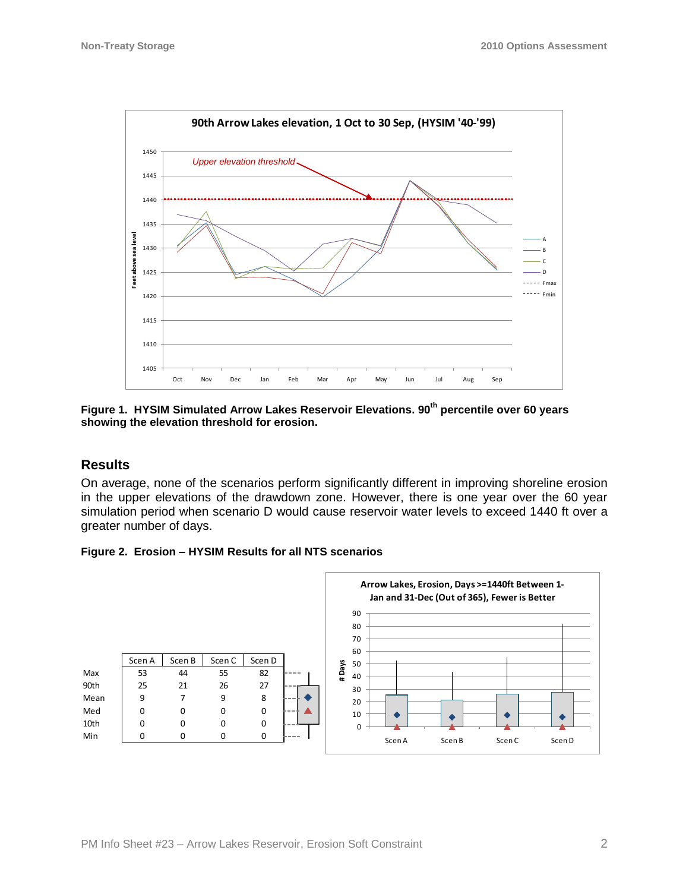90th Arrow Lakes elevation, 1 Oct to 30 Sep, (HYSIM '40-'99)

Upper elevation threshold

Feet above sea level

1450
1445
1440
1435
1430
1425
1420
1415
1410
1405

Oct Nov Dec Jan Feb Mar Apr May Jun Jul Aug Sep

A
B
C
D
Fmax
Fmin

**Figure 1. HYSIM Simulated Arrow Lakes Reservoir Elevations. 90th percentile over 60 years showing the elevation threshold for erosion.**

## Results

On average, none of the scenarios perform significantly different in improving shoreline erosion in the upper elevations of the drawdown zone. However, there is one year over the 60 year simulation period when scenario D would cause reservoir water levels to exceed 1440 ft over a greater number of days.

**Figure 2. Erosion – HYSIM Results for all NTS scenarios**

| | Scen A | Scen B | Scen C | Scen D |
|---|---|---|---|---|
| Max | 53 | 44 | 55 | 82 |
| 90th | 25 | 21 | 26 | 27 |
| Mean | 9 | 7 | 9 | 8 |
| Med | 0 | 0 | 0 | 0 |
| 10th | 0 | 0 | 0 | 0 |
| Min | 0 | 0 | 0 | 0 |

Arrow Lakes, Erosion, Days >=1440ft Between 1-Jan and 31-Dec (Out of 365), Fewer is Better

# Days

90
80
70
60
50
40
30
20
10
0

Scen A Scen B Scen C Scen D